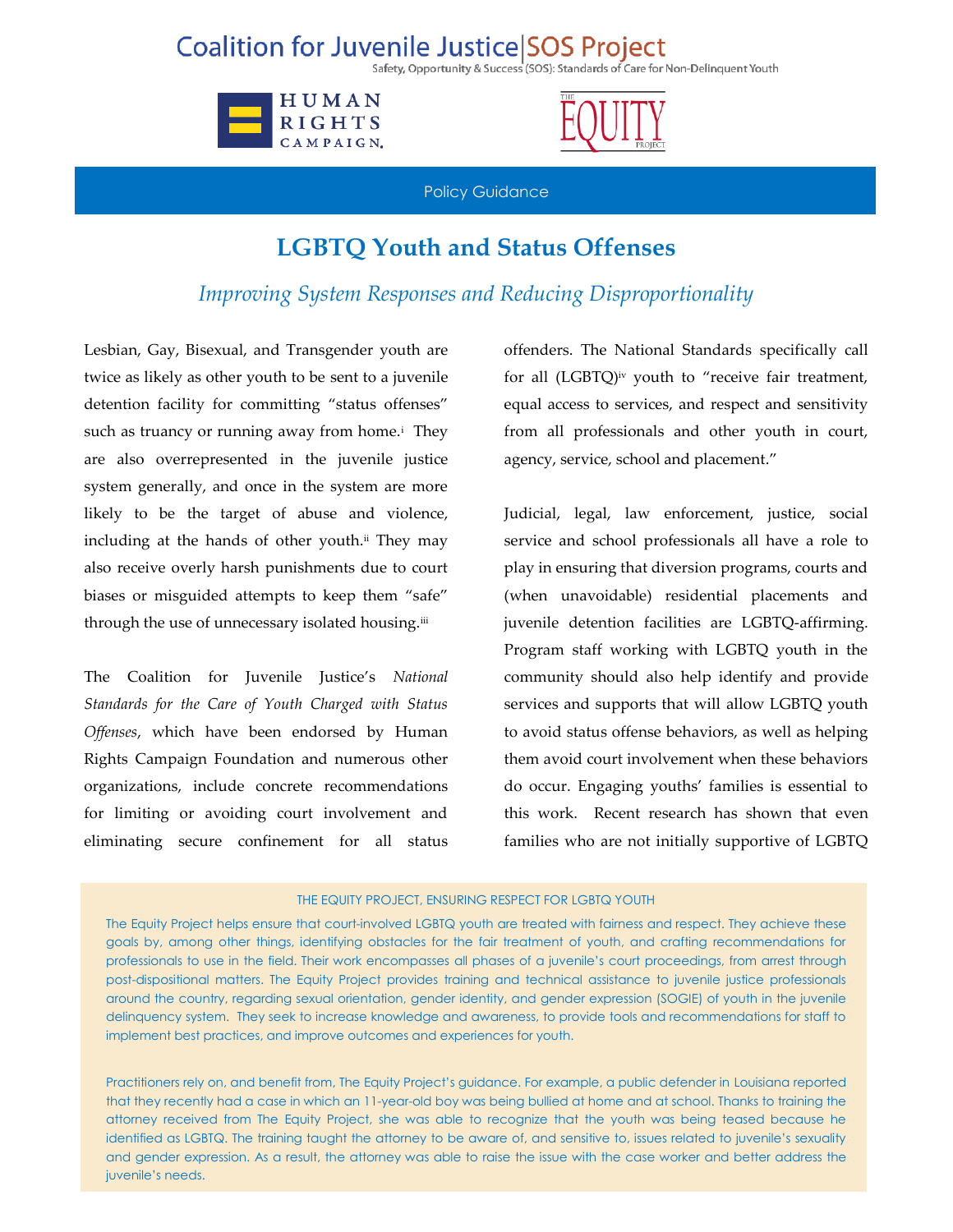Coalition for Juvenile Justice | SOS Project

Safety, Opportunity & Success (SOS): Standards of Care for Non-Delinquent Youth

HUMAN RIGHTS CAMPAIGN

THE EQUITY PROJECT

Policy Guidance

# LGBTQ Youth and Status Offenses

## *Improving System Responses and Reducing Disproportionality*

Lesbian, Gay, Bisexual, and Transgender youth are twice as likely as other youth to be sent to a juvenile detention facility for committing "status offenses" such as truancy or running away from home.[i] They are also overrepresented in the juvenile justice system generally, and once in the system are more likely to be the target of abuse and violence, including at the hands of other youth.[ii] They may also receive overly harsh punishments due to court biases or misguided attempts to keep them "safe" through the use of unnecessary isolated housing.[iii]

The Coalition for Juvenile Justice's *National Standards for the Care of Youth Charged with Status Offenses*, which have been endorsed by Human Rights Campaign Foundation and numerous other organizations, include concrete recommendations for limiting or avoiding court involvement and eliminating secure confinement for all status offenders. The National Standards specifically call for all (LGBTQ)[iv] youth to "receive fair treatment, equal access to services, and respect and sensitivity from all professionals and other youth in court, agency, service, school and placement."

Judicial, legal, law enforcement, justice, social service and school professionals all have a role to play in ensuring that diversion programs, courts and (when unavoidable) residential placements and juvenile detention facilities are LGBTQ-affirming. Program staff working with LGBTQ youth in the community should also help identify and provide services and supports that will allow LGBTQ youth to avoid status offense behaviors, as well as helping them avoid court involvement when these behaviors do occur. Engaging youths' families is essential to this work. Recent research has shown that even families who are not initially supportive of LGBTQ

THE EQUITY PROJECT, ENSURING RESPECT FOR LGBTQ YOUTH

The Equity Project helps ensure that court-involved LGBTQ youth are treated with fairness and respect. They achieve these goals by, among other things, identifying obstacles for the fair treatment of youth, and crafting recommendations for professionals to use in the field. Their work encompasses all phases of a juvenile's court proceedings, from arrest through post-dispositional matters. The Equity Project provides training and technical assistance to juvenile justice professionals around the country, regarding sexual orientation, gender identity, and gender expression (SOGIE) of youth in the juvenile delinquency system. They seek to increase knowledge and awareness, to provide tools and recommendations for staff to implement best practices, and improve outcomes and experiences for youth.

Practitioners rely on, and benefit from, The Equity Project's guidance. For example, a public defender in Louisiana reported that they recently had a case in which an 11-year-old boy was being bullied at home and at school. Thanks to training the attorney received from The Equity Project, she was able to recognize that the youth was being teased because he identified as LGBTQ. The training taught the attorney to be aware of, and sensitive to, issues related to juvenile's sexuality and gender expression. As a result, the attorney was able to raise the issue with the case worker and better address the juvenile's needs.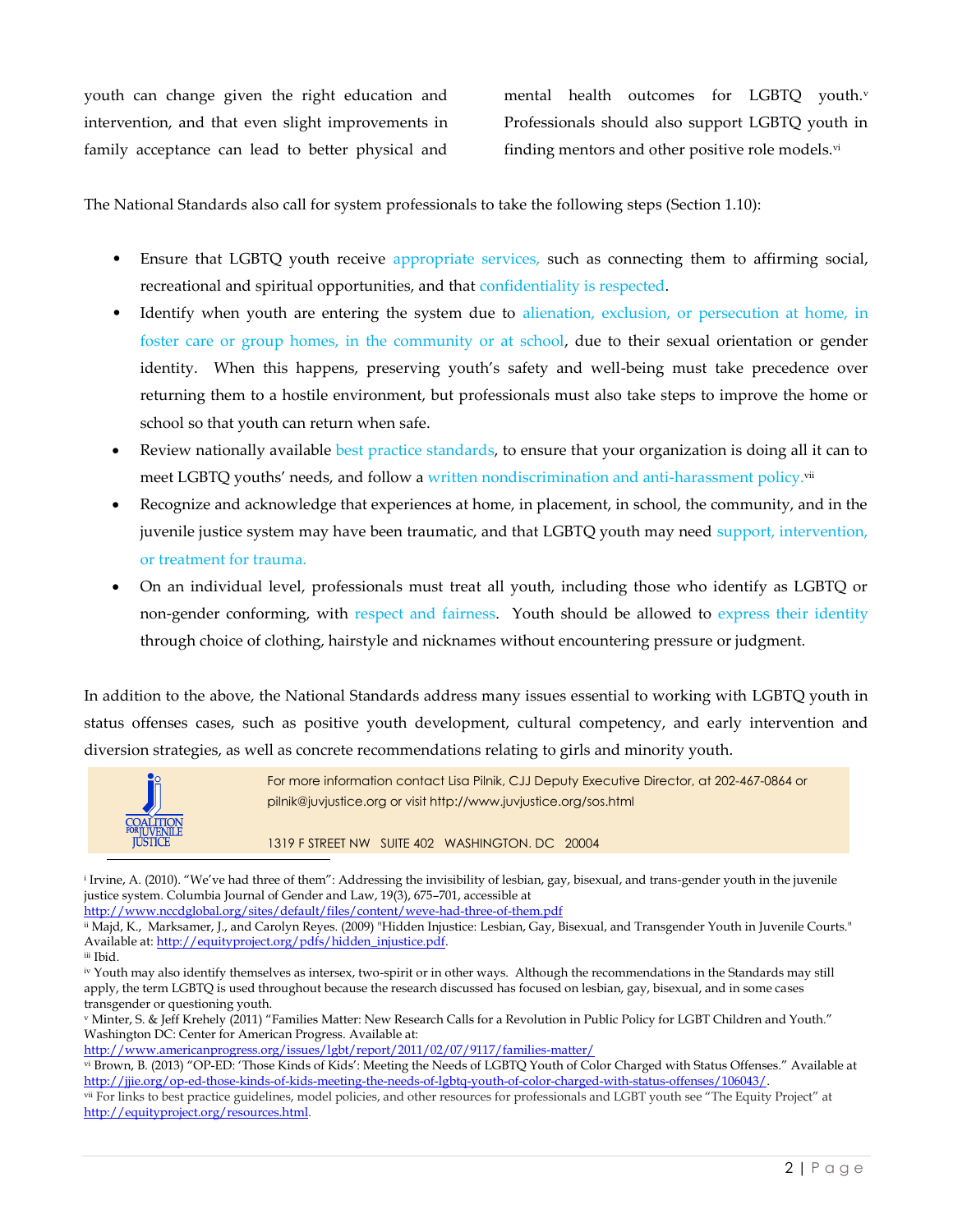youth can change given the right education and intervention, and that even slight improvements in family acceptance can lead to better physical and mental health outcomes for LGBTQ youth.[v] Professionals should also support LGBTQ youth in finding mentors and other positive role models.[vi]

The National Standards also call for system professionals to take the following steps (Section 1.10):

- Ensure that LGBTQ youth receive appropriate services, such as connecting them to affirming social, recreational and spiritual opportunities, and that confidentiality is respected.
- Identify when youth are entering the system due to alienation, exclusion, or persecution at home, in foster care or group homes, in the community or at school, due to their sexual orientation or gender identity. When this happens, preserving youth's safety and well-being must take precedence over returning them to a hostile environment, but professionals must also take steps to improve the home or school so that youth can return when safe.
- Review nationally available best practice standards, to ensure that your organization is doing all it can to meet LGBTQ youths' needs, and follow a written nondiscrimination and anti-harassment policy.[vii]
- Recognize and acknowledge that experiences at home, in placement, in school, the community, and in the juvenile justice system may have been traumatic, and that LGBTQ youth may need support, intervention, or treatment for trauma.
- On an individual level, professionals must treat all youth, including those who identify as LGBTQ or non-gender conforming, with respect and fairness. Youth should be allowed to express their identity through choice of clothing, hairstyle and nicknames without encountering pressure or judgment.

In addition to the above, the National Standards address many issues essential to working with LGBTQ youth in status offenses cases, such as positive youth development, cultural competency, and early intervention and diversion strategies, as well as concrete recommendations relating to girls and minority youth.

COALITION FOR JUVENILE JUSTICE

For more information contact Lisa Pilnik, CJJ Deputy Executive Director, at 202-467-0864 or pilnik@juvjustice.org or visit http://www.juvjustice.org/sos.html

1319 F STREET NW SUITE 402 WASHINGTON, DC 20004

---

[i] Irvine, A. (2010). "We've had three of them": Addressing the invisibility of lesbian, gay, bisexual, and trans-gender youth in the juvenile justice system. Columbia Journal of Gender and Law, 19(3), 675–701, accessible at http://www.nccdglobal.org/sites/default/files/content/weve-had-three-of-them.pdf

[ii] Majd, K., Marksamer, J., and Carolyn Reyes. (2009) "Hidden Injustice: Lesbian, Gay, Bisexual, and Transgender Youth in Juvenile Courts." Available at: http://equityproject.org/pdfs/hidden_injustice.pdf.

[iii] Ibid.

[iv] Youth may also identify themselves as intersex, two-spirit or in other ways. Although the recommendations in the Standards may still apply, the term LGBTQ is used throughout because the research discussed has focused on lesbian, gay, bisexual, and in some cases transgender or questioning youth.

[v] Minter, S. & Jeff Krehely (2011) "Families Matter: New Research Calls for a Revolution in Public Policy for LGBT Children and Youth." Washington DC: Center for American Progress. Available at: http://www.americanprogress.org/issues/lgbt/report/2011/02/07/9117/families-matter/

[vi] Brown, B. (2013) "OP-ED: 'Those Kinds of Kids': Meeting the Needs of LGBTQ Youth of Color Charged with Status Offenses." Available at http://jjie.org/op-ed-those-kinds-of-kids-meeting-the-needs-of-lgbtq-youth-of-color-charged-with-status-offenses/106043/.

[vii] For links to best practice guidelines, model policies, and other resources for professionals and LGBT youth see "The Equity Project" at http://equityproject.org/resources.html.